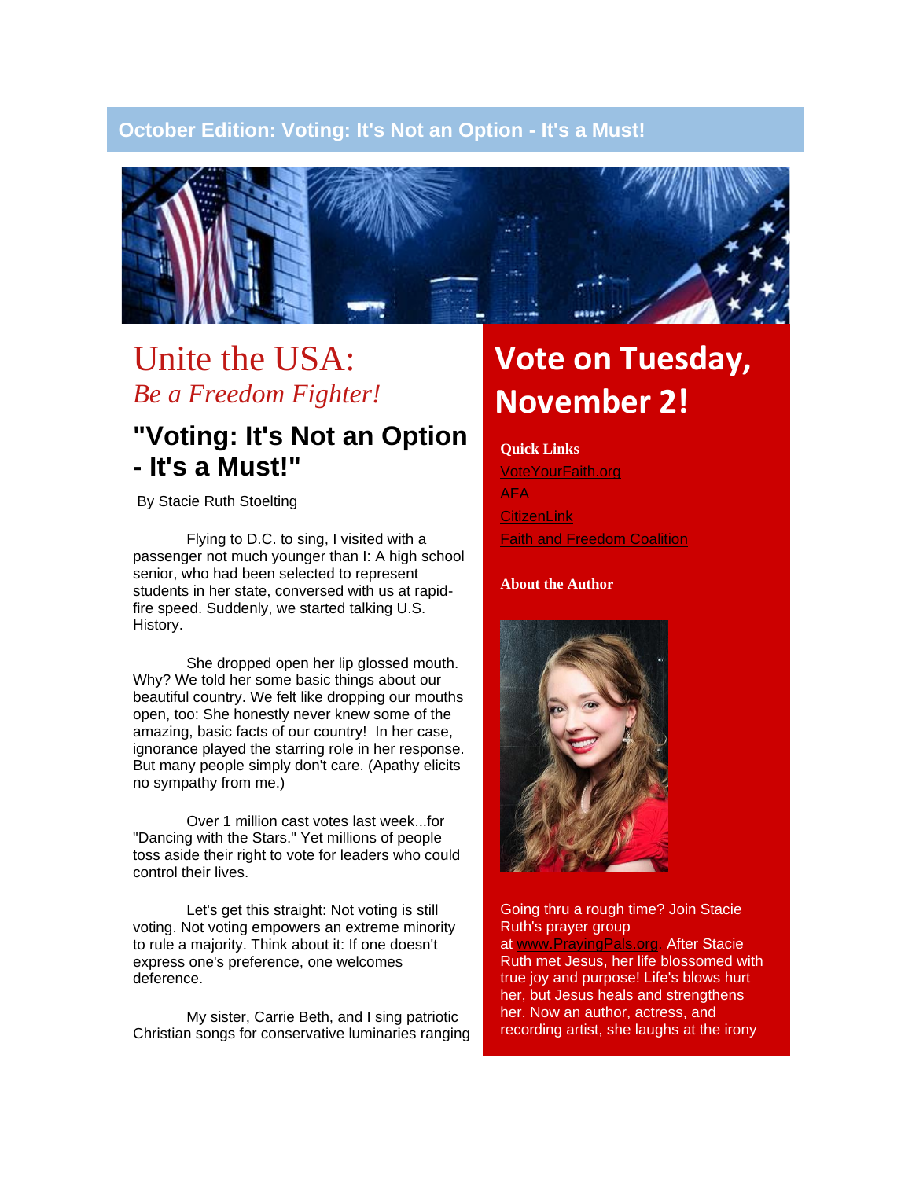## October Edition: Voting: It's Not an Option - It's a Must!

# Unite the USA:

## *Be a Freedom Fighter!*

## "Voting: It's Not an Option - It's a Must!"

By Stacie Ruth Stoelting

Flying to D.C. to sing, I visited with a passenger not much younger than I: A high school senior, who had been selected to represent students in her state, conversed with us at rapid-fire speed. Suddenly, we started talking U.S. History.

She dropped open her lip glossed mouth. Why? We told her some basic things about our beautiful country. We felt like dropping our mouths open, too: She honestly never knew some of the amazing, basic facts of our country! In her case, ignorance played the starring role in her response. But many people simply don't care. (Apathy elicits no sympathy from me.)

Over 1 million cast votes last week...for "Dancing with the Stars." Yet millions of people toss aside their right to vote for leaders who could control their lives.

Let's get this straight: Not voting is still voting. Not voting empowers an extreme minority to rule a majority. Think about it: If one doesn't express one's preference, one welcomes deference.

My sister, Carrie Beth, and I sing patriotic Christian songs for conservative luminaries ranging

# Vote on Tuesday, November 2!

**Quick Links**

- VoteYourFaith.org
- AFA
- CitizenLink
- Faith and Freedom Coalition

**About the Author**

Going thru a rough time? Join Stacie Ruth's prayer group at www.PrayingPals.org. After Stacie Ruth met Jesus, her life blossomed with true joy and purpose! Life's blows hurt her, but Jesus heals and strengthens her. Now an author, actress, and recording artist, she laughs at the irony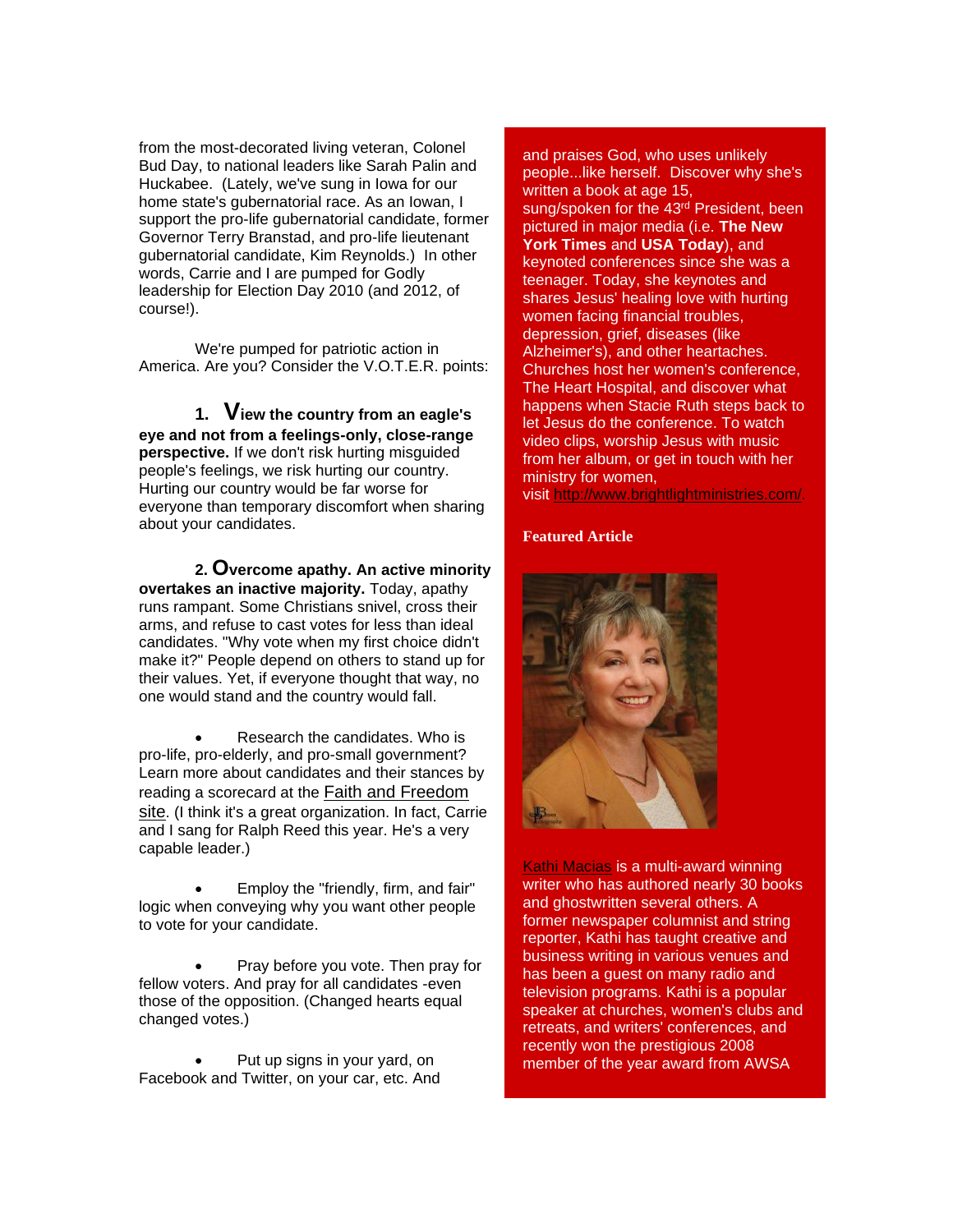from the most-decorated living veteran, Colonel Bud Day, to national leaders like Sarah Palin and Huckabee. (Lately, we've sung in Iowa for our home state's gubernatorial race. As an Iowan, I support the pro-life gubernatorial candidate, former Governor Terry Branstad, and pro-life lieutenant gubernatorial candidate, Kim Reynolds.) In other words, Carrie and I are pumped for Godly leadership for Election Day 2010 (and 2012, of course!).

We're pumped for patriotic action in America. Are you? Consider the V.O.T.E.R. points:

1. **View the country from an eagle's eye and not from a feelings-only, close-range perspective.** If we don't risk hurting misguided people's feelings, we risk hurting our country. Hurting our country would be far worse for everyone than temporary discomfort when sharing about your candidates.

2. **Overcome apathy. An active minority overtakes an inactive majority.** Today, apathy runs rampant. Some Christians snivel, cross their arms, and refuse to cast votes for less than ideal candidates. "Why vote when my first choice didn't make it?" People depend on others to stand up for their values. Yet, if everyone thought that way, no one would stand and the country would fall.

- Research the candidates. Who is pro-life, pro-elderly, and pro-small government? Learn more about candidates and their stances by reading a scorecard at the Faith and Freedom site. (I think it's a great organization. In fact, Carrie and I sang for Ralph Reed this year. He's a very capable leader.)

- Employ the "friendly, firm, and fair" logic when conveying why you want other people to vote for your candidate.

- Pray before you vote. Then pray for fellow voters. And pray for all candidates -even those of the opposition. (Changed hearts equal changed votes.)

- Put up signs in your yard, on Facebook and Twitter, on your car, etc. And

and praises God, who uses unlikely people...like herself. Discover why she's written a book at age 15, sung/spoken for the 43rd President, been pictured in major media (i.e. **The New York Times** and **USA Today**), and keynoted conferences since she was a teenager. Today, she keynotes and shares Jesus' healing love with hurting women facing financial troubles, depression, grief, diseases (like Alzheimer's), and other heartaches. Churches host her women's conference, The Heart Hospital, and discover what happens when Stacie Ruth steps back to let Jesus do the conference. To watch video clips, worship Jesus with music from her album, or get in touch with her ministry for women, visit http://www.brightlightministries.com/.

**Featured Article**

Kathi Macias is a multi-award winning writer who has authored nearly 30 books and ghostwritten several others. A former newspaper columnist and string reporter, Kathi has taught creative and business writing in various venues and has been a guest on many radio and television programs. Kathi is a popular speaker at churches, women's clubs and retreats, and writers' conferences, and recently won the prestigious 2008 member of the year award from AWSA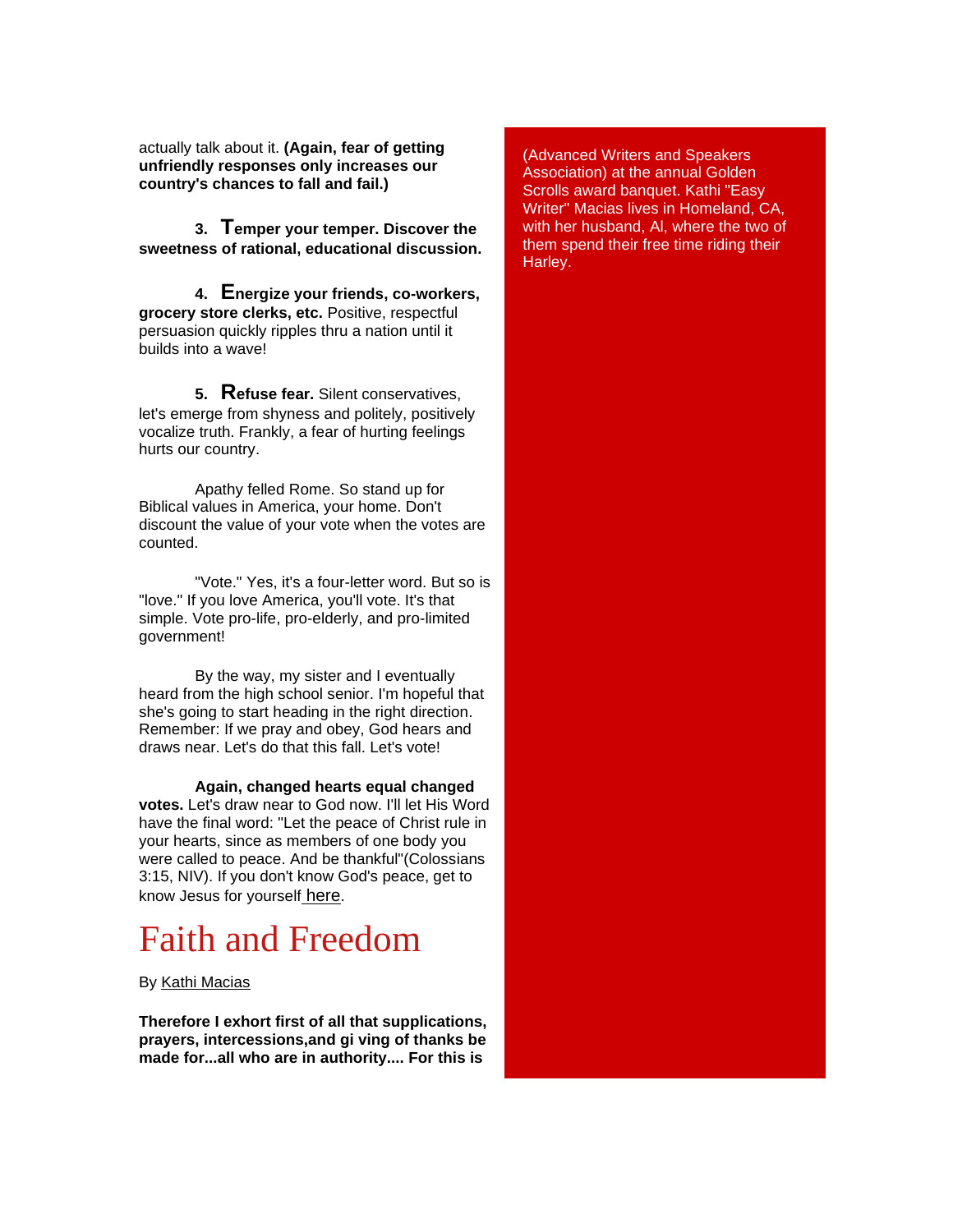actually talk about it. **(Again, fear of getting unfriendly responses only increases our country's chances to fall and fail.)**

**3. Temper your temper. Discover the sweetness of rational, educational discussion.**

**4. Energize your friends, co-workers, grocery store clerks, etc.** Positive, respectful persuasion quickly ripples thru a nation until it builds into a wave!

**5. Refuse fear.** Silent conservatives, let's emerge from shyness and politely, positively vocalize truth. Frankly, a fear of hurting feelings hurts our country.

Apathy felled Rome. So stand up for Biblical values in America, your home. Don't discount the value of your vote when the votes are counted.

"Vote." Yes, it's a four-letter word. But so is "love." If you love America, you'll vote. It's that simple. Vote pro-life, pro-elderly, and pro-limited government!

By the way, my sister and I eventually heard from the high school senior. I'm hopeful that she's going to start heading in the right direction. Remember: If we pray and obey, God hears and draws near. Let's do that this fall. Let's vote!

**Again, changed hearts equal changed votes.** Let's draw near to God now. I'll let His Word have the final word: "Let the peace of Christ rule in your hearts, since as members of one body you were called to peace. And be thankful"(Colossians 3:15, NIV). If you don't know God's peace, get to know Jesus for yourself here.

# Faith and Freedom

By Kathi Macias

**Therefore I exhort first of all that supplications, prayers, intercessions,and gi ving of thanks be made for...all who are in authority.... For this is**

(Advanced Writers and Speakers Association) at the annual Golden Scrolls award banquet. Kathi "Easy Writer" Macias lives in Homeland, CA, with her husband, Al, where the two of them spend their free time riding their Harley.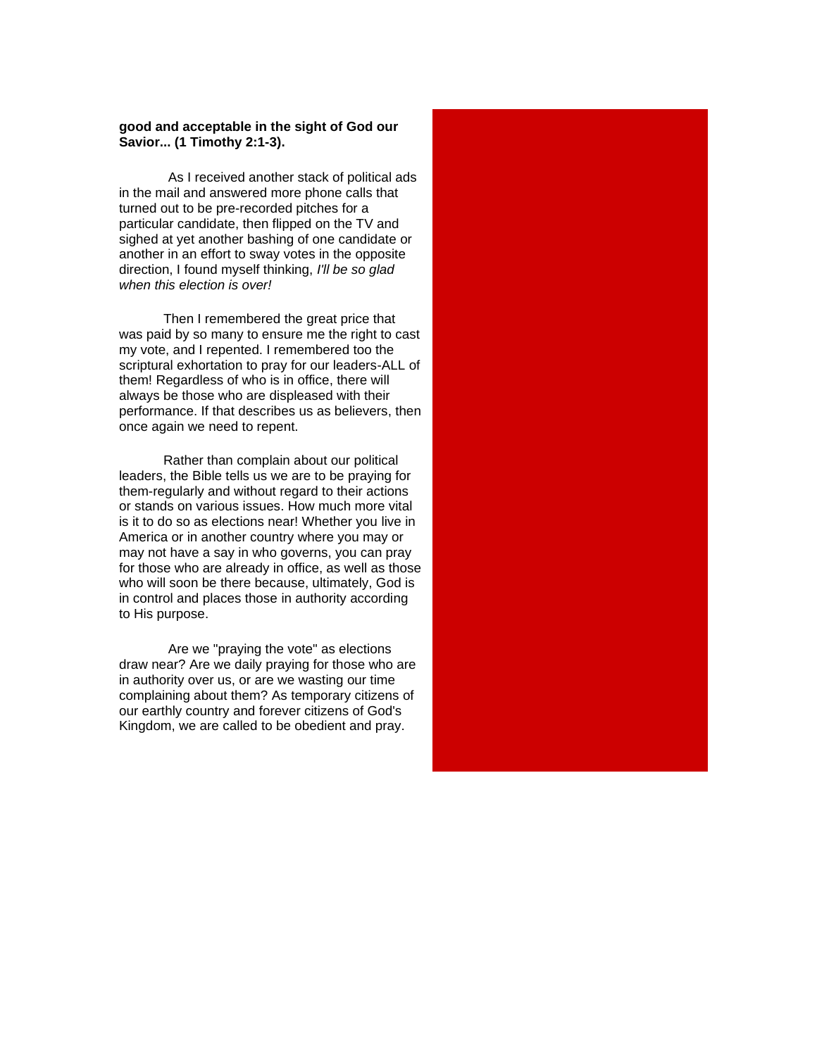**good and acceptable in the sight of God our Savior... (1 Timothy 2:1-3).**

As I received another stack of political ads in the mail and answered more phone calls that turned out to be pre-recorded pitches for a particular candidate, then flipped on the TV and sighed at yet another bashing of one candidate or another in an effort to sway votes in the opposite direction, I found myself thinking, *I'll be so glad when this election is over!*

Then I remembered the great price that was paid by so many to ensure me the right to cast my vote, and I repented. I remembered too the scriptural exhortation to pray for our leaders-ALL of them! Regardless of who is in office, there will always be those who are displeased with their performance. If that describes us as believers, then once again we need to repent.

Rather than complain about our political leaders, the Bible tells us we are to be praying for them-regularly and without regard to their actions or stands on various issues. How much more vital is it to do so as elections near! Whether you live in America or in another country where you may or may not have a say in who governs, you can pray for those who are already in office, as well as those who will soon be there because, ultimately, God is in control and places those in authority according to His purpose.

Are we "praying the vote" as elections draw near? Are we daily praying for those who are in authority over us, or are we wasting our time complaining about them? As temporary citizens of our earthly country and forever citizens of God's Kingdom, we are called to be obedient and pray.